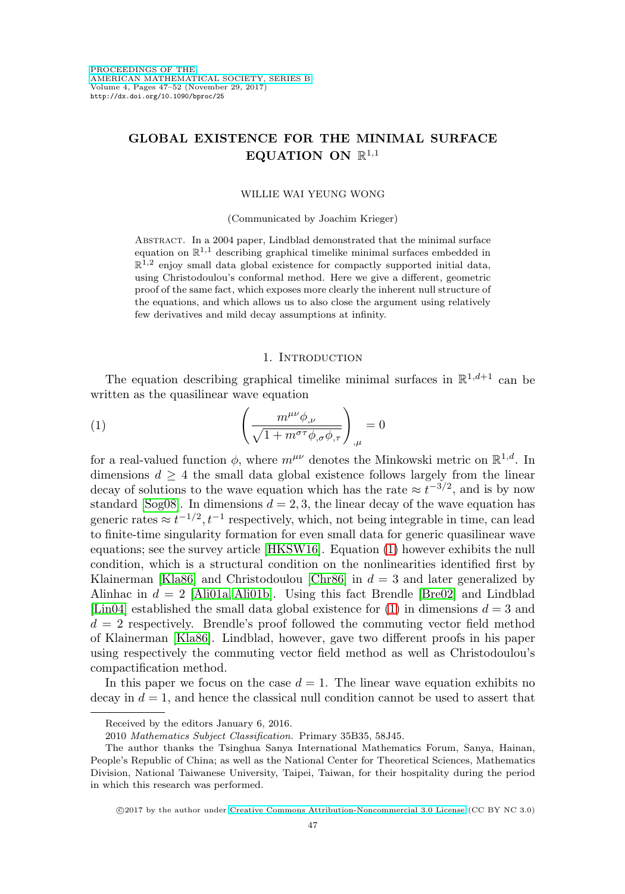# GLOBAL EXISTENCE FOR THE MINIMAL SURFACE EQUATION ON $\mathbb{R}^{1,1}$

WILLIE WAI YEUNG WONG

(Communicated by Joachim Krieger)

Abstract. In a 2004 paper, Lindblad demonstrated that the minimal surface equation on $\mathbb{R}^{1,1}$ describing graphical timelike minimal surfaces embedded in $\mathbb{R}^{1,2}$ enjoy small data global existence for compactly supported initial data, using Christodoulou's conformal method. Here we give a different, geometric proof of the same fact, which exposes more clearly the inherent null structure of the equations, and which allows us to also close the argument using relatively few derivatives and mild decay assumptions at infinity.

## 1. Introduction

The equation describing graphical timelike minimal surfaces in $\mathbb{R}^{1,d+1}$ can be written as the quasilinear wave equation

$$\left( \frac{m^{\mu\nu}\phi_{,\nu}}{\sqrt{1 + m^{\sigma\tau}\phi_{,\sigma}\phi_{,\tau}}} \right)_{,\mu} = 0 \tag{1}$$

for a real-valued function $\phi$, where $m^{\mu\nu}$ denotes the Minkowski metric on $\mathbb{R}^{1,d}$. In dimensions $d \geq 4$ the small data global existence follows largely from the linear decay of solutions to the wave equation which has the rate $\approx t^{-3/2}$, and is by now standard [Sog08]. In dimensions $d = 2, 3$, the linear decay of the wave equation has generic rates $\approx t^{-1/2}, t^{-1}$ respectively, which, not being integrable in time, can lead to finite-time singularity formation for even small data for generic quasilinear wave equations; see the survey article [HKSW16]. Equation (1) however exhibits the null condition, which is a structural condition on the nonlinearities identified first by Klainerman [Kla86] and Christodoulou [Chr86] in $d = 3$ and later generalized by Alinhac in $d = 2$ [Ali01a, Ali01b]. Using this fact Brendle [Bre02] and Lindblad [Lin04] established the small data global existence for (1) in dimensions $d = 3$ and $d = 2$ respectively. Brendle's proof followed the commuting vector field method of Klainerman [Kla86]. Lindblad, however, gave two different proofs in his paper using respectively the commuting vector field method as well as Christodoulou's compactification method.

In this paper we focus on the case $d = 1$. The linear wave equation exhibits no decay in $d = 1$, and hence the classical null condition cannot be used to assert that

---

Received by the editors January 6, 2016.

2010 *Mathematics Subject Classification.* Primary 35B35, 58J45.

The author thanks the Tsinghua Sanya International Mathematics Forum, Sanya, Hainan, People's Republic of China; as well as the National Center for Theoretical Sciences, Mathematics Division, National Taiwanese University, Taipei, Taiwan, for their hospitality during the period in which this research was performed.

©2017 by the author under Creative Commons Attribution-Noncommercial 3.0 License (CC BY NC 3.0)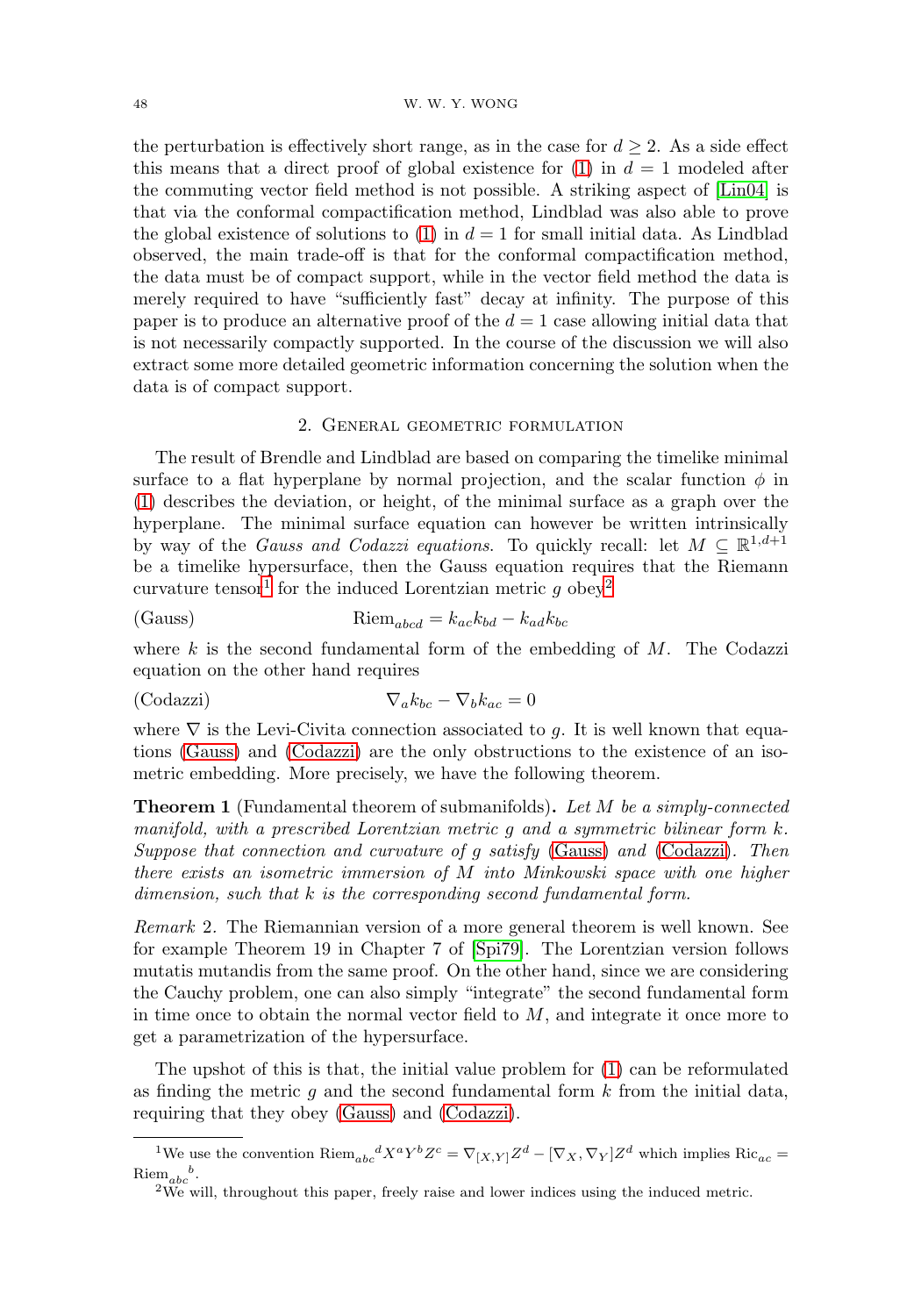the perturbation is effectively short range, as in the case for $d \geq 2$. As a side effect this means that a direct proof of global existence for (1) in $d = 1$ modeled after the commuting vector field method is not possible. A striking aspect of [Lin04] is that via the conformal compactification method, Lindblad was also able to prove the global existence of solutions to (1) in $d = 1$ for small initial data. As Lindblad observed, the main trade-off is that for the conformal compactification method, the data must be of compact support, while in the vector field method the data is merely required to have "sufficiently fast" decay at infinity. The purpose of this paper is to produce an alternative proof of the $d = 1$ case allowing initial data that is not necessarily compactly supported. In the course of the discussion we will also extract some more detailed geometric information concerning the solution when the data is of compact support.

## 2. General geometric formulation

The result of Brendle and Lindblad are based on comparing the timelike minimal surface to a flat hyperplane by normal projection, and the scalar function $\phi$ in (1) describes the deviation, or height, of the minimal surface as a graph over the hyperplane. The minimal surface equation can however be written intrinsically by way of the *Gauss and Codazzi equations*. To quickly recall: let $M \subseteq \mathbb{R}^{1,d+1}$ be a timelike hypersurface, then the Gauss equation requires that the Riemann curvature tensor[1] for the induced Lorentzian metric $g$ obey[2]

$$\text{(Gauss)} \qquad \mathrm{Riem}_{abcd} = k_{ac}k_{bd} - k_{ad}k_{bc}$$

where $k$ is the second fundamental form of the embedding of $M$. The Codazzi equation on the other hand requires

$$\text{(Codazzi)} \qquad \nabla_a k_{bc} - \nabla_b k_{ac} = 0$$

where $\nabla$ is the Levi-Civita connection associated to $g$. It is well known that equations (Gauss) and (Codazzi) are the only obstructions to the existence of an isometric embedding. More precisely, we have the following theorem.

**Theorem 1** (Fundamental theorem of submanifolds)**.** *Let $M$ be a simply-connected manifold, with a prescribed Lorentzian metric $g$ and a symmetric bilinear form $k$. Suppose that connection and curvature of $g$ satisfy (Gauss) and (Codazzi). Then there exists an isometric immersion of $M$ into Minkowski space with one higher dimension, such that $k$ is the corresponding second fundamental form.*

*Remark* 2. The Riemannian version of a more general theorem is well known. See for example Theorem 19 in Chapter 7 of [Spi79]. The Lorentzian version follows mutatis mutandis from the same proof. On the other hand, since we are considering the Cauchy problem, one can also simply "integrate" the second fundamental form in time once to obtain the normal vector field to $M$, and integrate it once more to get a parametrization of the hypersurface.

The upshot of this is that, the initial value problem for (1) can be reformulated as finding the metric $g$ and the second fundamental form $k$ from the initial data, requiring that they obey (Gauss) and (Codazzi).

---

[1] We use the convention $\mathrm{Riem}_{abc}{}^{d} X^a Y^b Z^c = \nabla_{[X,Y]} Z^d - [\nabla_X, \nabla_Y] Z^d$ which implies $\mathrm{Ric}_{ac} = \mathrm{Riem}_{abc}{}^{b}$.

[2] We will, throughout this paper, freely raise and lower indices using the induced metric.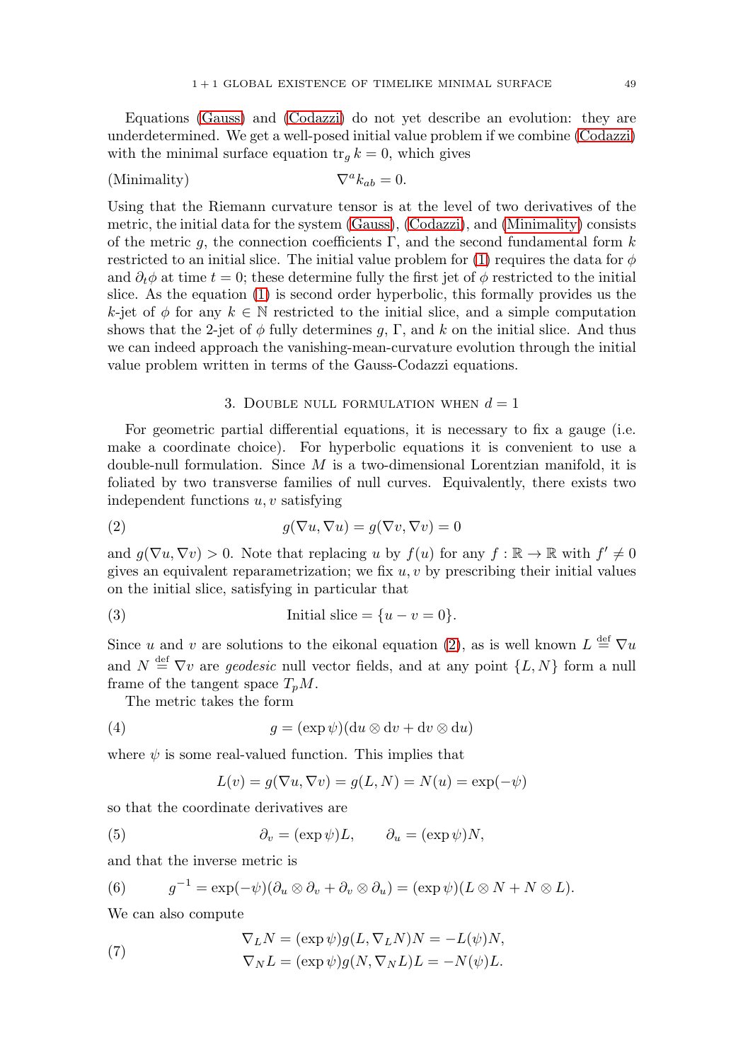Equations (Gauss) and (Codazzi) do not yet describe an evolution: they are underdetermined. We get a well-posed initial value problem if we combine (Codazzi) with the minimal surface equation $\operatorname{tr}_g k = 0$, which gives

$$\text{(Minimality)} \qquad \nabla^a k_{ab} = 0.$$

Using that the Riemann curvature tensor is at the level of two derivatives of the metric, the initial data for the system (Gauss), (Codazzi), and (Minimality) consists of the metric $g$, the connection coefficients $\Gamma$, and the second fundamental form $k$ restricted to an initial slice. The initial value problem for (1) requires the data for $\phi$ and $\partial_t \phi$ at time $t = 0$; these determine fully the first jet of $\phi$ restricted to the initial slice. As the equation (1) is second order hyperbolic, this formally provides us the $k$-jet of $\phi$ for any $k \in \mathbb{N}$ restricted to the initial slice, and a simple computation shows that the 2-jet of $\phi$ fully determines $g$, $\Gamma$, and $k$ on the initial slice. And thus we can indeed approach the vanishing-mean-curvature evolution through the initial value problem written in terms of the Gauss-Codazzi equations.

## 3. Double null formulation when $d = 1$

For geometric partial differential equations, it is necessary to fix a gauge (i.e. make a coordinate choice). For hyperbolic equations it is convenient to use a double-null formulation. Since $M$ is a two-dimensional Lorentzian manifold, it is foliated by two transverse families of null curves. Equivalently, there exists two independent functions $u, v$ satisfying

$$g(\nabla u, \nabla u) = g(\nabla v, \nabla v) = 0 \tag{2}$$

and $g(\nabla u, \nabla v) > 0$. Note that replacing $u$ by $f(u)$ for any $f : \mathbb{R} \to \mathbb{R}$ with $f' \neq 0$ gives an equivalent reparametrization; we fix $u, v$ by prescribing their initial values on the initial slice, satisfying in particular that

$$\text{Initial slice} = \{u - v = 0\}. \tag{3}$$

Since $u$ and $v$ are solutions to the eikonal equation (2), as is well known $L \stackrel{\text{def}}{=} \nabla u$ and $N \stackrel{\text{def}}{=} \nabla v$ are *geodesic* null vector fields, and at any point $\{L, N\}$ form a null frame of the tangent space $T_p M$.

The metric takes the form

$$g = (\exp \psi)(\mathrm{d}u \otimes \mathrm{d}v + \mathrm{d}v \otimes \mathrm{d}u) \tag{4}$$

where $\psi$ is some real-valued function. This implies that

$$L(v) = g(\nabla u, \nabla v) = g(L, N) = N(u) = \exp(-\psi)$$

so that the coordinate derivatives are

$$\partial_v = (\exp \psi) L, \qquad \partial_u = (\exp \psi) N, \tag{5}$$

and that the inverse metric is

$$g^{-1} = \exp(-\psi)(\partial_u \otimes \partial_v + \partial_v \otimes \partial_u) = (\exp \psi)(L \otimes N + N \otimes L). \tag{6}$$

We can also compute

$$\begin{aligned} \nabla_L N &= (\exp \psi) g(L, \nabla_L N) N = -L(\psi) N, \\ \nabla_N L &= (\exp \psi) g(N, \nabla_N L) L = -N(\psi) L. \end{aligned} \tag{7}$$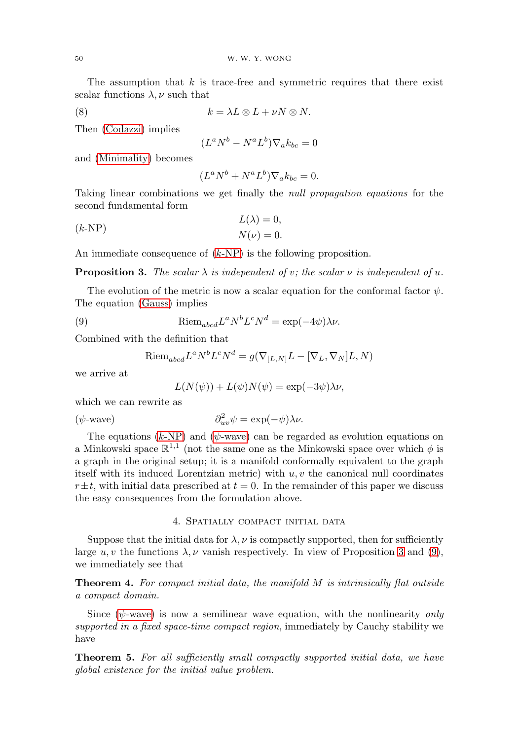The assumption that $k$ is trace-free and symmetric requires that there exist scalar functions $\lambda, \nu$ such that

$$k = \lambda L \otimes L + \nu N \otimes N. \tag{8}$$

Then (Codazzi) implies

$$(L^a N^b - N^a L^b) \nabla_a k_{bc} = 0$$

and (Minimality) becomes

$$(L^a N^b + N^a L^b) \nabla_a k_{bc} = 0.$$

Taking linear combinations we get finally the *null propagation equations* for the second fundamental form

$$\begin{aligned} L(\lambda) &= 0, \\ N(\nu) &= 0. \end{aligned} \tag{$k$-NP}$$

An immediate consequence of ($k$-NP) is the following proposition.

**Proposition 3.** *The scalar $\lambda$ is independent of $v$; the scalar $\nu$ is independent of $u$.*

The evolution of the metric is now a scalar equation for the conformal factor $\psi$. The equation (Gauss) implies

$$\mathrm{Riem}_{abcd} L^a N^b L^c N^d = \exp(-4\psi) \lambda \nu. \tag{9}$$

Combined with the definition that

$$\mathrm{Riem}_{abcd} L^a N^b L^c N^d = g(\nabla_{[L,N]} L - [\nabla_L, \nabla_N] L, N)$$

we arrive at

$$L(N(\psi)) + L(\psi) N(\psi) = \exp(-3\psi) \lambda \nu,$$

which we can rewrite as

$$\partial^2_{uv} \psi = \exp(-\psi) \lambda \nu. \tag{$\psi$-wave}$$

The equations ($k$-NP) and ($\psi$-wave) can be regarded as evolution equations on a Minkowski space $\mathbb{R}^{1,1}$ (not the same one as the Minkowski space over which $\phi$ is a graph in the original setup; it is a manifold conformally equivalent to the graph itself with its induced Lorentzian metric) with $u, v$ the canonical null coordinates $r \pm t$, with initial data prescribed at $t = 0$. In the remainder of this paper we discuss the easy consequences from the formulation above.

## 4. Spatially compact initial data

Suppose that the initial data for $\lambda, \nu$ is compactly supported, then for sufficiently large $u, v$ the functions $\lambda, \nu$ vanish respectively. In view of Proposition 3 and (9), we immediately see that

**Theorem 4.** *For compact initial data, the manifold $M$ is intrinsically flat outside a compact domain.*

Since ($\psi$-wave) is now a semilinear wave equation, with the nonlinearity *only supported in a fixed space-time compact region*, immediately by Cauchy stability we have

**Theorem 5.** *For all sufficiently small compactly supported initial data, we have global existence for the initial value problem.*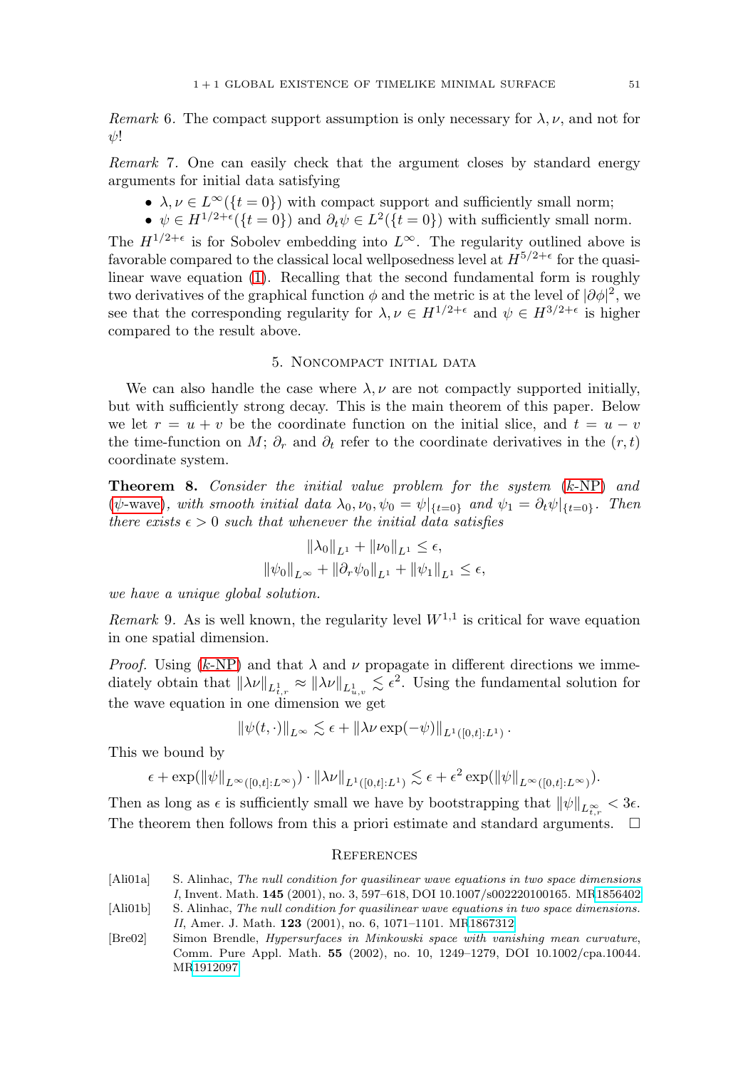*Remark* 6. The compact support assumption is only necessary for $\lambda, \nu$, and not for $\psi$!

*Remark* 7. One can easily check that the argument closes by standard energy arguments for initial data satisfying

- $\lambda, \nu \in L^\infty(\{t=0\})$ with compact support and sufficiently small norm;
- $\psi \in H^{1/2+\epsilon}(\{t=0\})$ and $\partial_t \psi \in L^2(\{t=0\})$ with sufficiently small norm.

The $H^{1/2+\epsilon}$ is for Sobolev embedding into $L^\infty$. The regularity outlined above is favorable compared to the classical local wellposedness level at $H^{5/2+\epsilon}$ for the quasilinear wave equation (1). Recalling that the second fundamental form is roughly two derivatives of the graphical function $\phi$ and the metric is at the level of $|\partial\phi|^2$, we see that the corresponding regularity for $\lambda, \nu \in H^{1/2+\epsilon}$ and $\psi \in H^{3/2+\epsilon}$ is higher compared to the result above.

## 5. Noncompact initial data

We can also handle the case where $\lambda, \nu$ are not compactly supported initially, but with sufficiently strong decay. This is the main theorem of this paper. Below we let $r = u + v$ be the coordinate function on the initial slice, and $t = u - v$ the time-function on $M$; $\partial_r$ and $\partial_t$ refer to the coordinate derivatives in the $(r, t)$ coordinate system.

**Theorem 8.** *Consider the initial value problem for the system (k-NP) and ($\psi$-wave), with smooth initial data $\lambda_0, \nu_0, \psi_0 = \psi|_{\{t=0\}}$ and $\psi_1 = \partial_t \psi|_{\{t=0\}}$. Then there exists $\epsilon > 0$ such that whenever the initial data satisfies*

$$\|\lambda_0\|_{L^1} + \|\nu_0\|_{L^1} \leq \epsilon,$$
$$\|\psi_0\|_{L^\infty} + \|\partial_r \psi_0\|_{L^1} + \|\psi_1\|_{L^1} \leq \epsilon,$$

*we have a unique global solution.*

*Remark* 9. As is well known, the regularity level $W^{1,1}$ is critical for wave equation in one spatial dimension.

*Proof.* Using (k-NP) and that $\lambda$ and $\nu$ propagate in different directions we immediately obtain that $\|\lambda\nu\|_{L^1_{t,r}} \approx \|\lambda\nu\|_{L^1_{u,v}} \lesssim \epsilon^2$. Using the fundamental solution for the wave equation in one dimension we get

$$\|\psi(t, \cdot)\|_{L^\infty} \lesssim \epsilon + \|\lambda\nu \exp(-\psi)\|_{L^1([0,t]:L^1)}.$$

This we bound by

$$\epsilon + \exp(\|\psi\|_{L^\infty([0,t]:L^\infty)}) \cdot \|\lambda\nu\|_{L^1([0,t]:L^1)} \lesssim \epsilon + \epsilon^2 \exp(\|\psi\|_{L^\infty([0,t]:L^\infty)}).$$

Then as long as $\epsilon$ is sufficiently small we have by bootstrapping that $\|\psi\|_{L^\infty_{t,r}} < 3\epsilon$. The theorem then follows from this a priori estimate and standard arguments. $\square$

## References

[Ali01a] S. Alinhac, *The null condition for quasilinear wave equations in two space dimensions I*, Invent. Math. **145** (2001), no. 3, 597–618, DOI 10.1007/s002220100165. MR1856402

[Ali01b] S. Alinhac, *The null condition for quasilinear wave equations in two space dimensions. II*, Amer. J. Math. **123** (2001), no. 6, 1071–1101. MR1867312

[Bre02] Simon Brendle, *Hypersurfaces in Minkowski space with vanishing mean curvature*, Comm. Pure Appl. Math. **55** (2002), no. 10, 1249–1279, DOI 10.1002/cpa.10044. MR1912097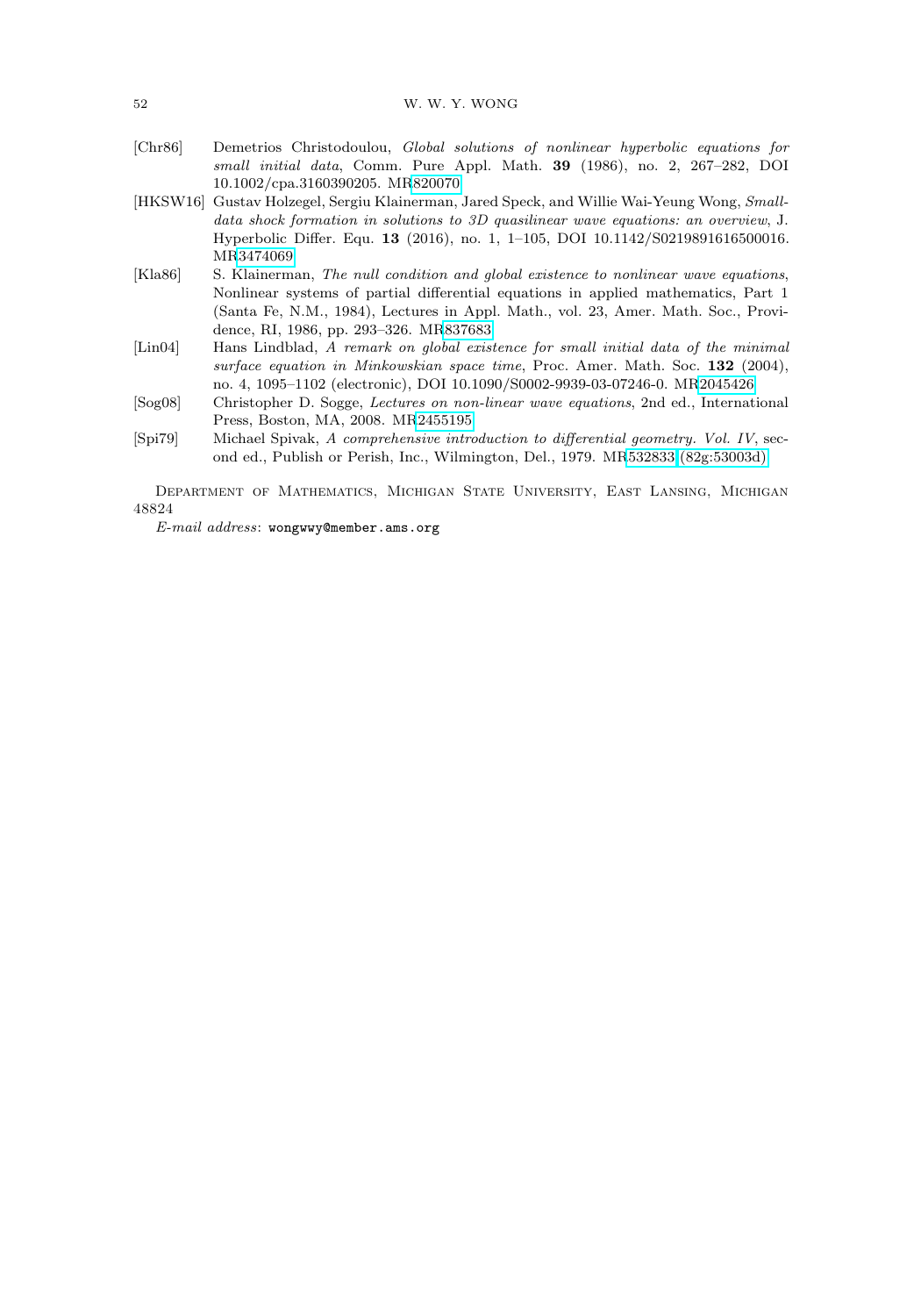[Chr86] Demetrios Christodoulou, *Global solutions of nonlinear hyperbolic equations for small initial data*, Comm. Pure Appl. Math. **39** (1986), no. 2, 267–282, DOI 10.1002/cpa.3160390205. MR820070

[HKSW16] Gustav Holzegel, Sergiu Klainerman, Jared Speck, and Willie Wai-Yeung Wong, *Small-data shock formation in solutions to 3D quasilinear wave equations: an overview*, J. Hyperbolic Differ. Equ. **13** (2016), no. 1, 1–105, DOI 10.1142/S0219891616500016. MR3474069

[Kla86] S. Klainerman, *The null condition and global existence to nonlinear wave equations*, Nonlinear systems of partial differential equations in applied mathematics, Part 1 (Santa Fe, N.M., 1984), Lectures in Appl. Math., vol. 23, Amer. Math. Soc., Providence, RI, 1986, pp. 293–326. MR837683

[Lin04] Hans Lindblad, *A remark on global existence for small initial data of the minimal surface equation in Minkowskian space time*, Proc. Amer. Math. Soc. **132** (2004), no. 4, 1095–1102 (electronic), DOI 10.1090/S0002-9939-03-07246-0. MR2045426

[Sog08] Christopher D. Sogge, *Lectures on non-linear wave equations*, 2nd ed., International Press, Boston, MA, 2008. MR2455195

[Spi79] Michael Spivak, *A comprehensive introduction to differential geometry. Vol. IV*, second ed., Publish or Perish, Inc., Wilmington, Del., 1979. MR532833 (82g:53003d)

Department of Mathematics, Michigan State University, East Lansing, Michigan 48824

*E-mail address*: wongwwy@member.ams.org